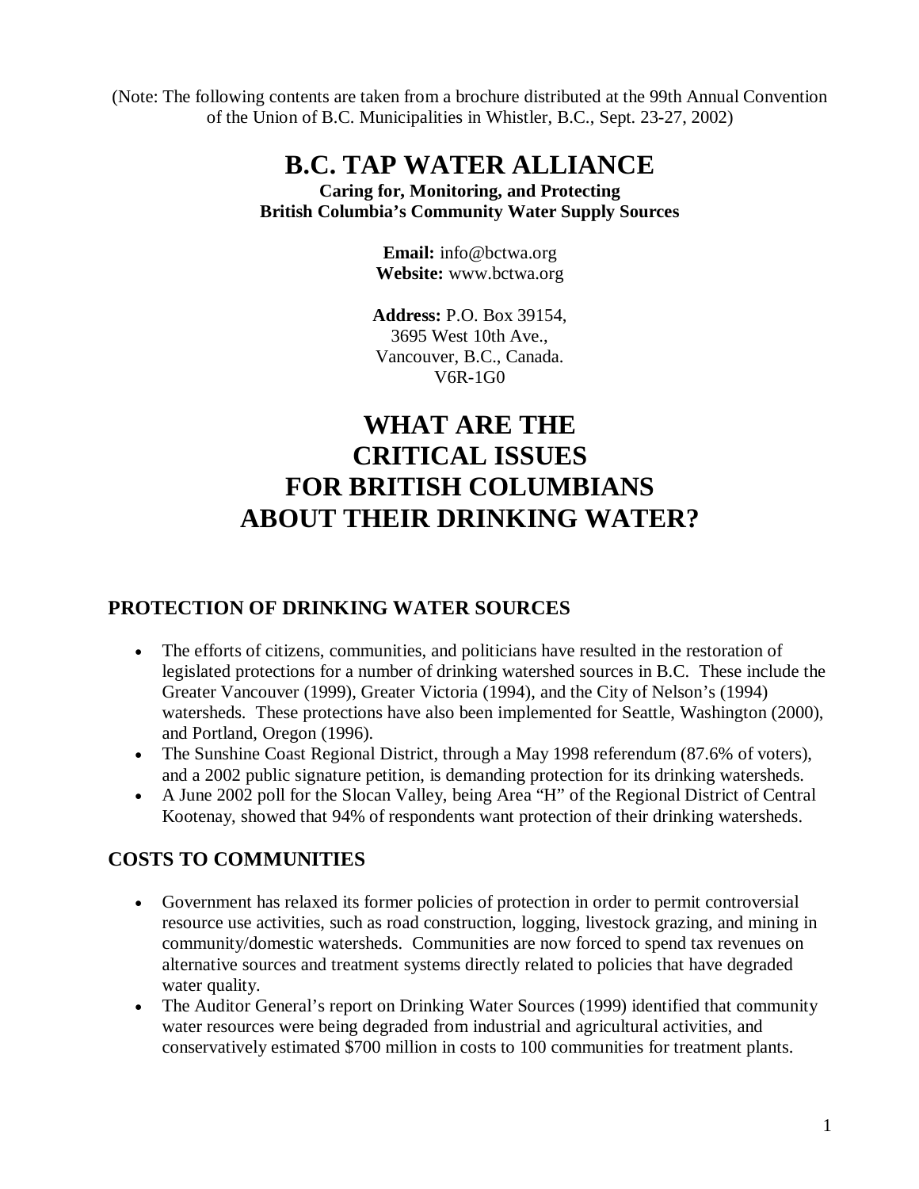(Note: The following contents are taken from a brochure distributed at the 99th Annual Convention of the Union of B.C. Municipalities in Whistler, B.C., Sept. 23-27, 2002)

# B.C. TAP WATER ALLIANCE

**Caring for, Monitoring, and Protecting**
**British Columbia's Community Water Supply Sources**

**Email:** info@bctwa.org
**Website:** www.bctwa.org

**Address:** P.O. Box 39154,
3695 West 10th Ave.,
Vancouver, B.C., Canada.
V6R-1G0

# WHAT ARE THE CRITICAL ISSUES FOR BRITISH COLUMBIANS ABOUT THEIR DRINKING WATER?

## PROTECTION OF DRINKING WATER SOURCES

- The efforts of citizens, communities, and politicians have resulted in the restoration of legislated protections for a number of drinking watershed sources in B.C. These include the Greater Vancouver (1999), Greater Victoria (1994), and the City of Nelson's (1994) watersheds. These protections have also been implemented for Seattle, Washington (2000), and Portland, Oregon (1996).
- The Sunshine Coast Regional District, through a May 1998 referendum (87.6% of voters), and a 2002 public signature petition, is demanding protection for its drinking watersheds.
- A June 2002 poll for the Slocan Valley, being Area "H" of the Regional District of Central Kootenay, showed that 94% of respondents want protection of their drinking watersheds.

## COSTS TO COMMUNITIES

- Government has relaxed its former policies of protection in order to permit controversial resource use activities, such as road construction, logging, livestock grazing, and mining in community/domestic watersheds. Communities are now forced to spend tax revenues on alternative sources and treatment systems directly related to policies that have degraded water quality.
- The Auditor General's report on Drinking Water Sources (1999) identified that community water resources were being degraded from industrial and agricultural activities, and conservatively estimated $700 million in costs to 100 communities for treatment plants.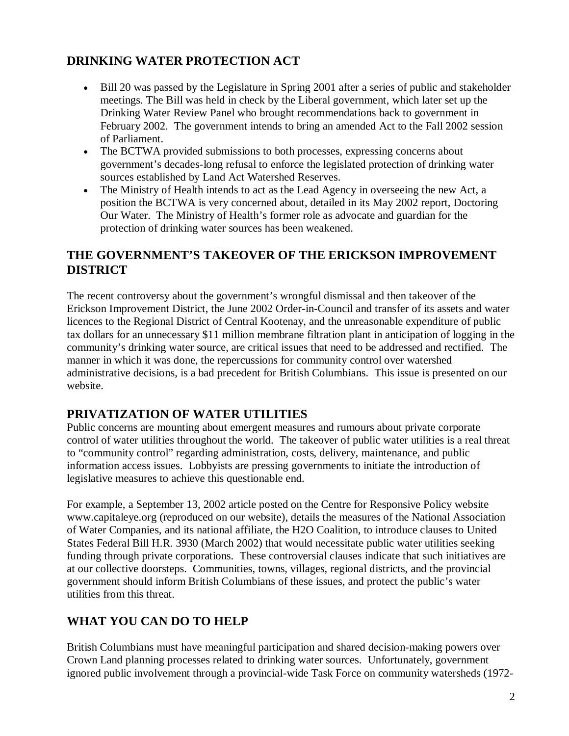## DRINKING WATER PROTECTION ACT

- Bill 20 was passed by the Legislature in Spring 2001 after a series of public and stakeholder meetings. The Bill was held in check by the Liberal government, which later set up the Drinking Water Review Panel who brought recommendations back to government in February 2002. The government intends to bring an amended Act to the Fall 2002 session of Parliament.
- The BCTWA provided submissions to both processes, expressing concerns about government's decades-long refusal to enforce the legislated protection of drinking water sources established by Land Act Watershed Reserves.
- The Ministry of Health intends to act as the Lead Agency in overseeing the new Act, a position the BCTWA is very concerned about, detailed in its May 2002 report, Doctoring Our Water. The Ministry of Health's former role as advocate and guardian for the protection of drinking water sources has been weakened.

## THE GOVERNMENT'S TAKEOVER OF THE ERICKSON IMPROVEMENT DISTRICT

The recent controversy about the government's wrongful dismissal and then takeover of the Erickson Improvement District, the June 2002 Order-in-Council and transfer of its assets and water licences to the Regional District of Central Kootenay, and the unreasonable expenditure of public tax dollars for an unnecessary $11 million membrane filtration plant in anticipation of logging in the community's drinking water source, are critical issues that need to be addressed and rectified. The manner in which it was done, the repercussions for community control over watershed administrative decisions, is a bad precedent for British Columbians. This issue is presented on our website.

## PRIVATIZATION OF WATER UTILITIES

Public concerns are mounting about emergent measures and rumours about private corporate control of water utilities throughout the world. The takeover of public water utilities is a real threat to "community control" regarding administration, costs, delivery, maintenance, and public information access issues. Lobbyists are pressing governments to initiate the introduction of legislative measures to achieve this questionable end.

For example, a September 13, 2002 article posted on the Centre for Responsive Policy website www.capitaleye.org (reproduced on our website), details the measures of the National Association of Water Companies, and its national affiliate, the H2O Coalition, to introduce clauses to United States Federal Bill H.R. 3930 (March 2002) that would necessitate public water utilities seeking funding through private corporations. These controversial clauses indicate that such initiatives are at our collective doorsteps. Communities, towns, villages, regional districts, and the provincial government should inform British Columbians of these issues, and protect the public's water utilities from this threat.

## WHAT YOU CAN DO TO HELP

British Columbians must have meaningful participation and shared decision-making powers over Crown Land planning processes related to drinking water sources. Unfortunately, government ignored public involvement through a provincial-wide Task Force on community watersheds (1972-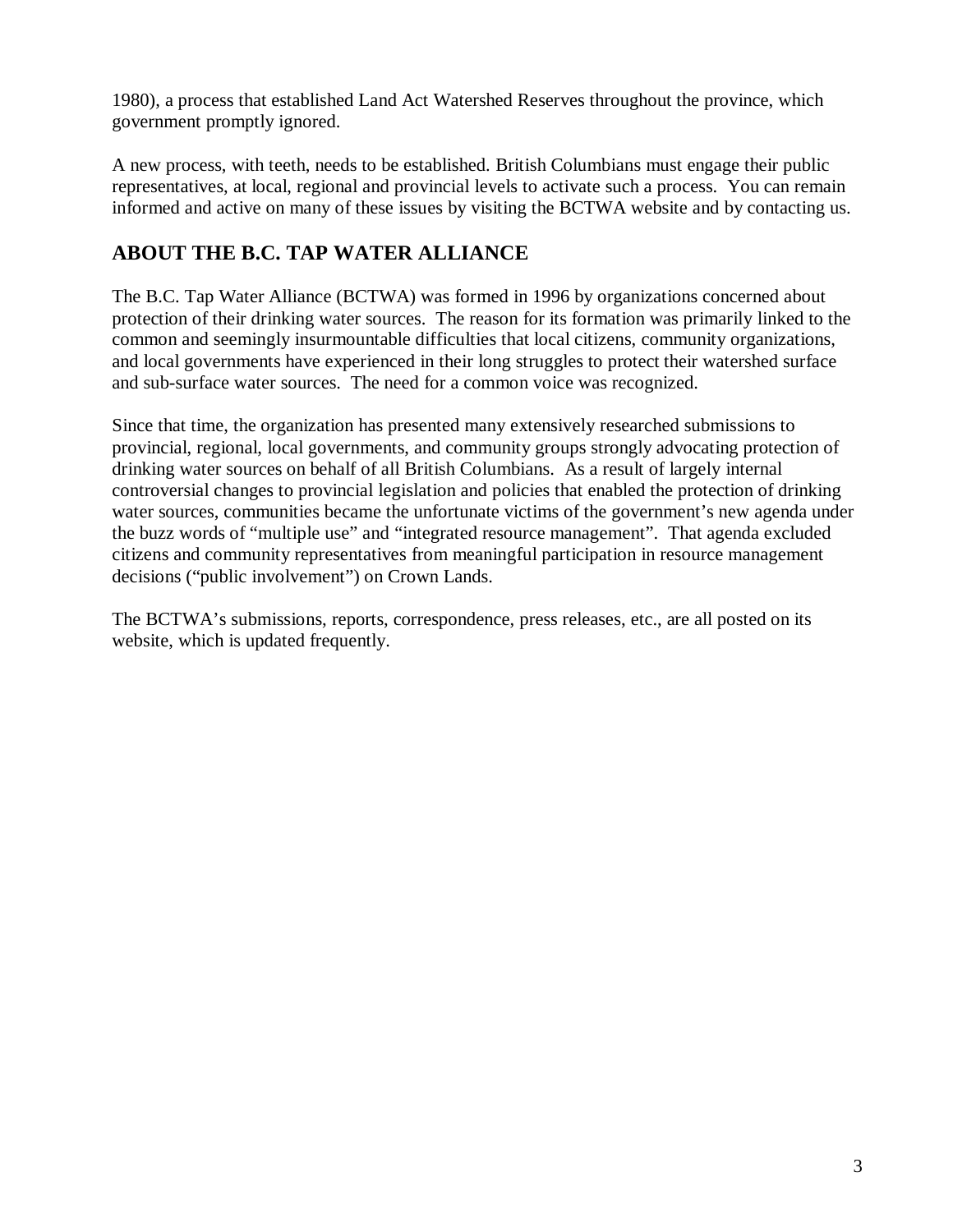1980), a process that established Land Act Watershed Reserves throughout the province, which government promptly ignored.

A new process, with teeth, needs to be established. British Columbians must engage their public representatives, at local, regional and provincial levels to activate such a process. You can remain informed and active on many of these issues by visiting the BCTWA website and by contacting us.

## ABOUT THE B.C. TAP WATER ALLIANCE

The B.C. Tap Water Alliance (BCTWA) was formed in 1996 by organizations concerned about protection of their drinking water sources. The reason for its formation was primarily linked to the common and seemingly insurmountable difficulties that local citizens, community organizations, and local governments have experienced in their long struggles to protect their watershed surface and sub-surface water sources. The need for a common voice was recognized.

Since that time, the organization has presented many extensively researched submissions to provincial, regional, local governments, and community groups strongly advocating protection of drinking water sources on behalf of all British Columbians. As a result of largely internal controversial changes to provincial legislation and policies that enabled the protection of drinking water sources, communities became the unfortunate victims of the government's new agenda under the buzz words of "multiple use" and "integrated resource management". That agenda excluded citizens and community representatives from meaningful participation in resource management decisions ("public involvement") on Crown Lands.

The BCTWA's submissions, reports, correspondence, press releases, etc., are all posted on its website, which is updated frequently.